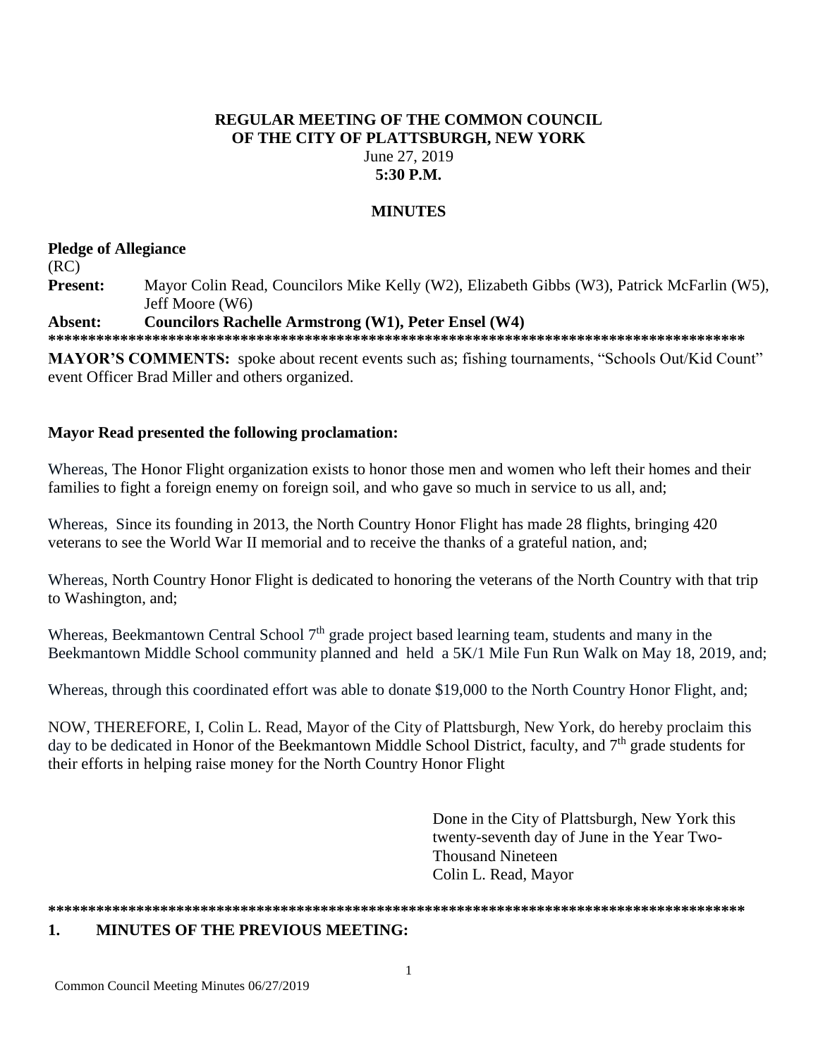**REGULAR MEETING OF THE COMMON COUNCIL**
**OF THE CITY OF PLATTSBURGH, NEW YORK**
June 27, 2019
**5:30 P.M.**

**MINUTES**

**Pledge of Allegiance**
(RC)

**Present:** Mayor Colin Read, Councilors Mike Kelly (W2), Elizabeth Gibbs (W3), Patrick McFarlin (W5), Jeff Moore (W6)

**Absent: Councilors Rachelle Armstrong (W1), Peter Ensel (W4)**

**************************************************************************************

**MAYOR'S COMMENTS:** spoke about recent events such as; fishing tournaments, "Schools Out/Kid Count" event Officer Brad Miller and others organized.

**Mayor Read presented the following proclamation:**

Whereas, The Honor Flight organization exists to honor those men and women who left their homes and their families to fight a foreign enemy on foreign soil, and who gave so much in service to us all, and;

Whereas, Since its founding in 2013, the North Country Honor Flight has made 28 flights, bringing 420 veterans to see the World War II memorial and to receive the thanks of a grateful nation, and;

Whereas, North Country Honor Flight is dedicated to honoring the veterans of the North Country with that trip to Washington, and;

Whereas, Beekmantown Central School 7th grade project based learning team, students and many in the Beekmantown Middle School community planned and held a 5K/1 Mile Fun Run Walk on May 18, 2019, and;

Whereas, through this coordinated effort was able to donate $19,000 to the North Country Honor Flight, and;

NOW, THEREFORE, I, Colin L. Read, Mayor of the City of Plattsburgh, New York, do hereby proclaim this day to be dedicated in Honor of the Beekmantown Middle School District, faculty, and 7th grade students for their efforts in helping raise money for the North Country Honor Flight

Done in the City of Plattsburgh, New York this twenty-seventh day of June in the Year Two-Thousand Nineteen
Colin L. Read, Mayor

**************************************************************************************

**1. MINUTES OF THE PREVIOUS MEETING:**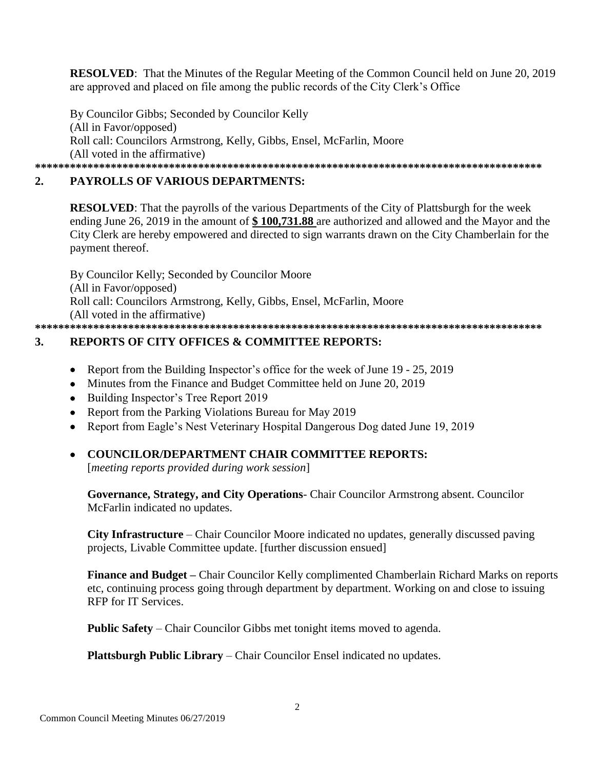**RESOLVED**: That the Minutes of the Regular Meeting of the Common Council held on June 20, 2019 are approved and placed on file among the public records of the City Clerk's Office

By Councilor Gibbs; Seconded by Councilor Kelly
(All in Favor/opposed)
Roll call: Councilors Armstrong, Kelly, Gibbs, Ensel, McFarlin, Moore
(All voted in the affirmative)

\*\*\*\*\*\*\*\*\*\*\*\*\*\*\*\*\*\*\*\*\*\*\*\*\*\*\*\*\*\*\*\*\*\*\*\*\*\*\*\*\*\*\*\*\*\*\*\*\*\*\*\*\*\*\*\*\*\*\*\*\*\*\*\*\*\*\*\*\*\*\*\*\*\*\*\*\*\*\*\*\*\*\*\*\*\*\*\*\*\*

## 2. PAYROLLS OF VARIOUS DEPARTMENTS:

**RESOLVED**: That the payrolls of the various Departments of the City of Plattsburgh for the week ending June 26, 2019 in the amount of **$ 100,731.88** are authorized and allowed and the Mayor and the City Clerk are hereby empowered and directed to sign warrants drawn on the City Chamberlain for the payment thereof.

By Councilor Kelly; Seconded by Councilor Moore
(All in Favor/opposed)
Roll call: Councilors Armstrong, Kelly, Gibbs, Ensel, McFarlin, Moore
(All voted in the affirmative)

\*\*\*\*\*\*\*\*\*\*\*\*\*\*\*\*\*\*\*\*\*\*\*\*\*\*\*\*\*\*\*\*\*\*\*\*\*\*\*\*\*\*\*\*\*\*\*\*\*\*\*\*\*\*\*\*\*\*\*\*\*\*\*\*\*\*\*\*\*\*\*\*\*\*\*\*\*\*\*\*\*\*\*\*\*\*\*\*\*\*

## 3. REPORTS OF CITY OFFICES & COMMITTEE REPORTS:

- Report from the Building Inspector's office for the week of June 19 - 25, 2019
- Minutes from the Finance and Budget Committee held on June 20, 2019
- Building Inspector's Tree Report 2019
- Report from the Parking Violations Bureau for May 2019
- Report from Eagle's Nest Veterinary Hospital Dangerous Dog dated June 19, 2019
- **COUNCILOR/DEPARTMENT CHAIR COMMITTEE REPORTS:**
  [*meeting reports provided during work session*]

**Governance, Strategy, and City Operations**- Chair Councilor Armstrong absent. Councilor McFarlin indicated no updates.

**City Infrastructure** – Chair Councilor Moore indicated no updates, generally discussed paving projects, Livable Committee update. [further discussion ensued]

**Finance and Budget –** Chair Councilor Kelly complimented Chamberlain Richard Marks on reports etc, continuing process going through department by department. Working on and close to issuing RFP for IT Services.

**Public Safety** – Chair Councilor Gibbs met tonight items moved to agenda.

**Plattsburgh Public Library** – Chair Councilor Ensel indicated no updates.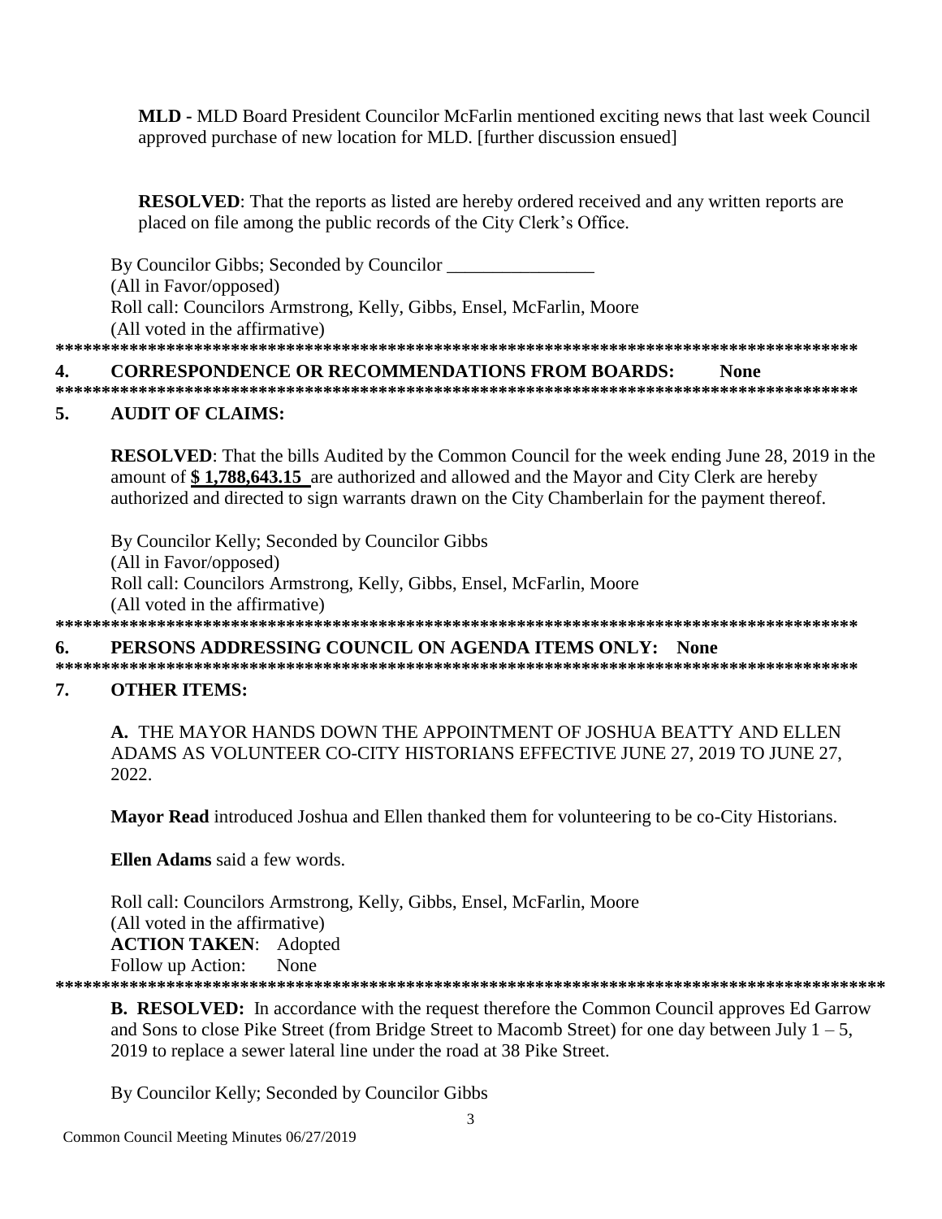**MLD -** MLD Board President Councilor McFarlin mentioned exciting news that last week Council approved purchase of new location for MLD. [further discussion ensued]

**RESOLVED**: That the reports as listed are hereby ordered received and any written reports are placed on file among the public records of the City Clerk's Office.

By Councilor Gibbs; Seconded by Councilor ________________
(All in Favor/opposed)
Roll call: Councilors Armstrong, Kelly, Gibbs, Ensel, McFarlin, Moore
(All voted in the affirmative)

**\*\*\*\*\*\*\*\*\*\*\*\*\*\*\*\*\*\*\*\*\*\*\*\*\*\*\*\*\*\*\*\*\*\*\*\*\*\*\*\*\*\*\*\*\*\*\*\*\*\*\*\*\*\*\*\*\*\*\*\*\*\*\*\*\*\*\*\*\*\*\*\*\*\*\*\*\*\*\*\*\*\*\*\*\*\***

## 4. CORRESPONDENCE OR RECOMMENDATIONS FROM BOARDS: None

**\*\*\*\*\*\*\*\*\*\*\*\*\*\*\*\*\*\*\*\*\*\*\*\*\*\*\*\*\*\*\*\*\*\*\*\*\*\*\*\*\*\*\*\*\*\*\*\*\*\*\*\*\*\*\*\*\*\*\*\*\*\*\*\*\*\*\*\*\*\*\*\*\*\*\*\*\*\*\*\*\*\*\*\*\*\***

## 5. AUDIT OF CLAIMS:

**RESOLVED**: That the bills Audited by the Common Council for the week ending June 28, 2019 in the amount of **$ 1,788,643.15** are authorized and allowed and the Mayor and City Clerk are hereby authorized and directed to sign warrants drawn on the City Chamberlain for the payment thereof.

By Councilor Kelly; Seconded by Councilor Gibbs
(All in Favor/opposed)
Roll call: Councilors Armstrong, Kelly, Gibbs, Ensel, McFarlin, Moore
(All voted in the affirmative)

**\*\*\*\*\*\*\*\*\*\*\*\*\*\*\*\*\*\*\*\*\*\*\*\*\*\*\*\*\*\*\*\*\*\*\*\*\*\*\*\*\*\*\*\*\*\*\*\*\*\*\*\*\*\*\*\*\*\*\*\*\*\*\*\*\*\*\*\*\*\*\*\*\*\*\*\*\*\*\*\*\*\*\*\*\*\***

## 6. PERSONS ADDRESSING COUNCIL ON AGENDA ITEMS ONLY: None

**\*\*\*\*\*\*\*\*\*\*\*\*\*\*\*\*\*\*\*\*\*\*\*\*\*\*\*\*\*\*\*\*\*\*\*\*\*\*\*\*\*\*\*\*\*\*\*\*\*\*\*\*\*\*\*\*\*\*\*\*\*\*\*\*\*\*\*\*\*\*\*\*\*\*\*\*\*\*\*\*\*\*\*\*\*\***

## 7. OTHER ITEMS:

**A.** THE MAYOR HANDS DOWN THE APPOINTMENT OF JOSHUA BEATTY AND ELLEN ADAMS AS VOLUNTEER CO-CITY HISTORIANS EFFECTIVE JUNE 27, 2019 TO JUNE 27, 2022.

**Mayor Read** introduced Joshua and Ellen thanked them for volunteering to be co-City Historians.

**Ellen Adams** said a few words.

Roll call: Councilors Armstrong, Kelly, Gibbs, Ensel, McFarlin, Moore
(All voted in the affirmative)
**ACTION TAKEN**: Adopted
Follow up Action: None

**\*\*\*\*\*\*\*\*\*\*\*\*\*\*\*\*\*\*\*\*\*\*\*\*\*\*\*\*\*\*\*\*\*\*\*\*\*\*\*\*\*\*\*\*\*\*\*\*\*\*\*\*\*\*\*\*\*\*\*\*\*\*\*\*\*\*\*\*\*\*\*\*\*\*\*\*\*\*\*\*\*\*\*\*\*\*\*\***

**B. RESOLVED:** In accordance with the request therefore the Common Council approves Ed Garrow and Sons to close Pike Street (from Bridge Street to Macomb Street) for one day between July 1 – 5, 2019 to replace a sewer lateral line under the road at 38 Pike Street.

By Councilor Kelly; Seconded by Councilor Gibbs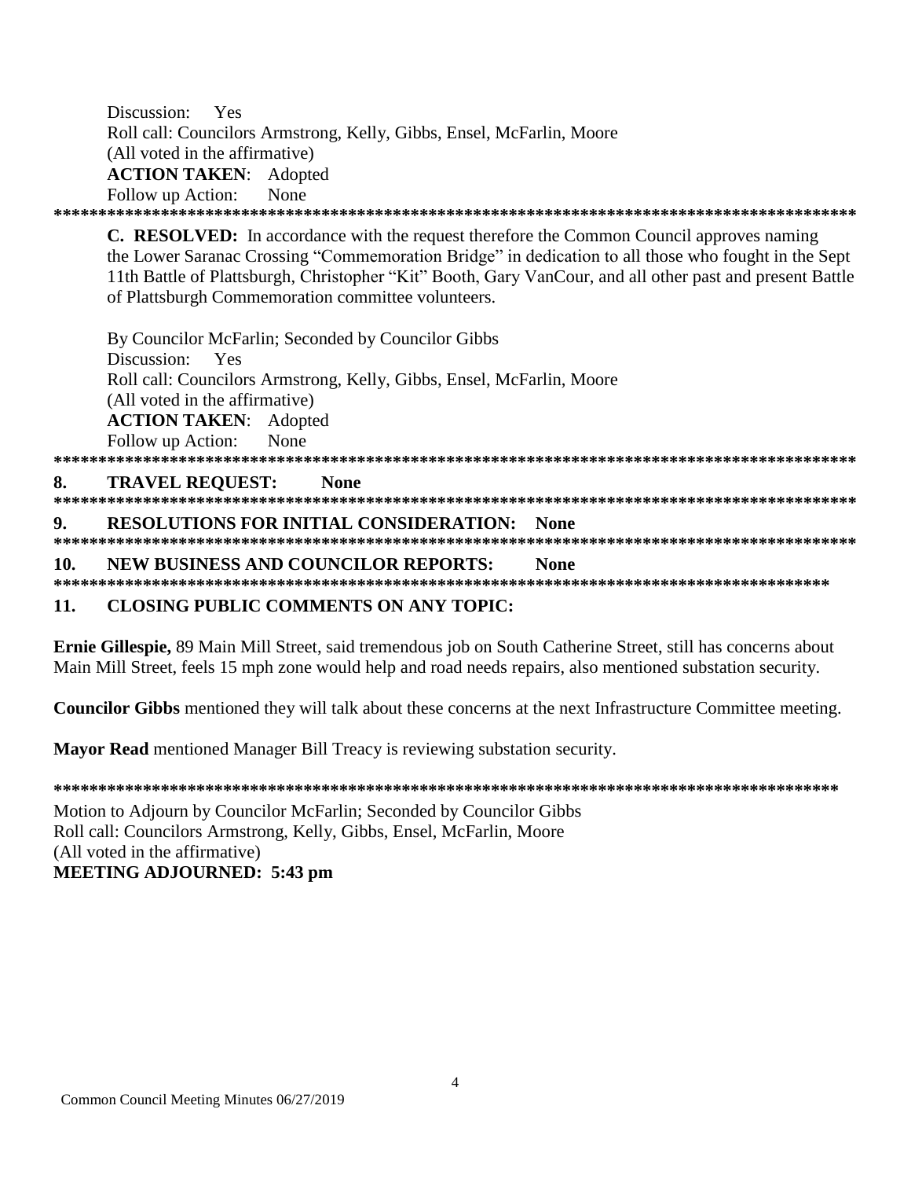Discussion: Yes
Roll call: Councilors Armstrong, Kelly, Gibbs, Ensel, McFarlin, Moore
(All voted in the affirmative)
**ACTION TAKEN**: Adopted
Follow up Action: None

******************************************************************************************

**C. RESOLVED:** In accordance with the request therefore the Common Council approves naming the Lower Saranac Crossing "Commemoration Bridge" in dedication to all those who fought in the Sept 11th Battle of Plattsburgh, Christopher "Kit" Booth, Gary VanCour, and all other past and present Battle of Plattsburgh Commemoration committee volunteers.

By Councilor McFarlin; Seconded by Councilor Gibbs
Discussion: Yes
Roll call: Councilors Armstrong, Kelly, Gibbs, Ensel, McFarlin, Moore
(All voted in the affirmative)
**ACTION TAKEN**: Adopted
Follow up Action: None

******************************************************************************************

## 8. TRAVEL REQUEST: None

******************************************************************************************

## 9. RESOLUTIONS FOR INITIAL CONSIDERATION: None

******************************************************************************************

## 10. NEW BUSINESS AND COUNCILOR REPORTS: None

******************************************************************************************

## 11. CLOSING PUBLIC COMMENTS ON ANY TOPIC:

**Ernie Gillespie,** 89 Main Mill Street, said tremendous job on South Catherine Street, still has concerns about Main Mill Street, feels 15 mph zone would help and road needs repairs, also mentioned substation security.

**Councilor Gibbs** mentioned they will talk about these concerns at the next Infrastructure Committee meeting.

**Mayor Read** mentioned Manager Bill Treacy is reviewing substation security.

******************************************************************************************

Motion to Adjourn by Councilor McFarlin; Seconded by Councilor Gibbs
Roll call: Councilors Armstrong, Kelly, Gibbs, Ensel, McFarlin, Moore
(All voted in the affirmative)
**MEETING ADJOURNED: 5:43 pm**